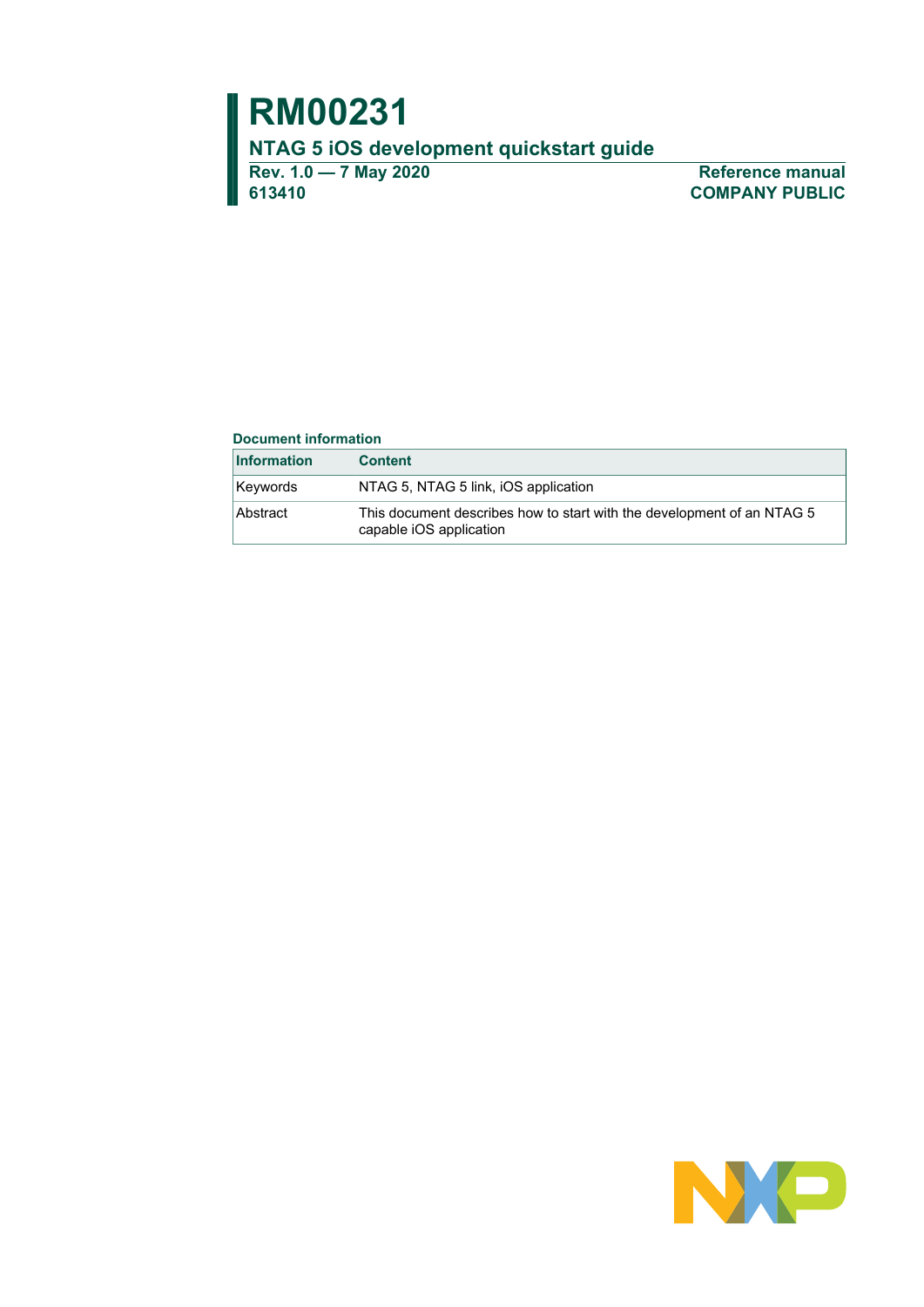# RM00231

## NTAG 5 iOS development quickstart guide

**Rev. 1.0 — 7 May 2020**
**613410**

**Reference manual**
**COMPANY PUBLIC**

### Document information

| Information | Content |
|---|---|
| Keywords | NTAG 5, NTAG 5 link, iOS application |
| Abstract | This document describes how to start with the development of an NTAG 5 capable iOS application |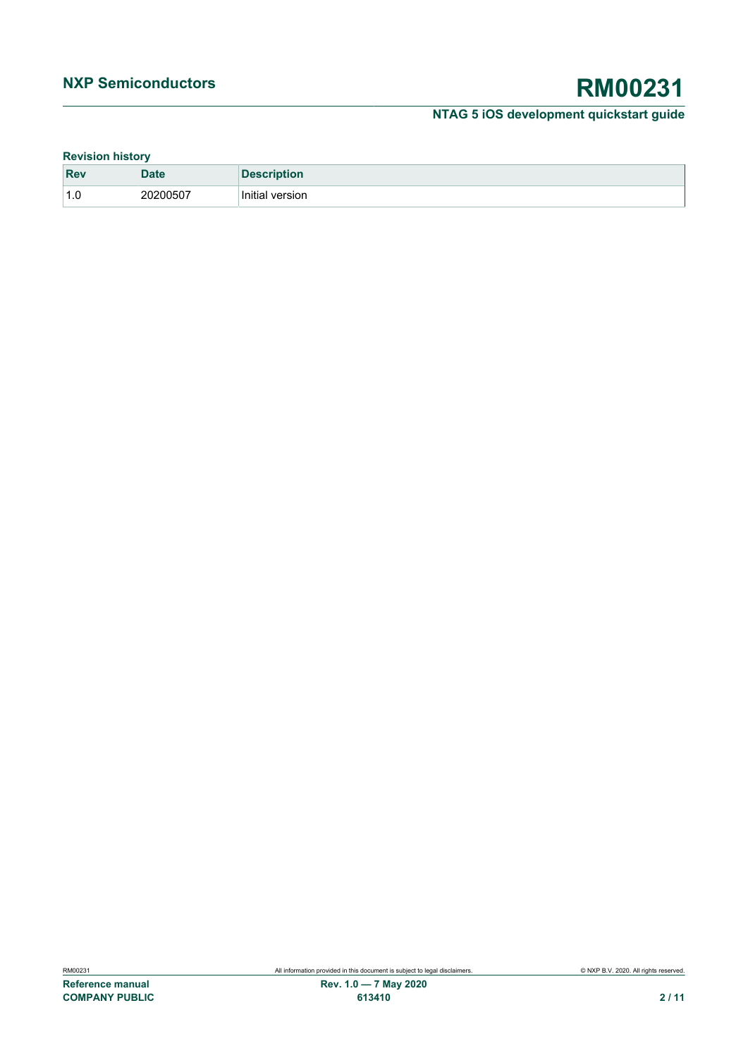**Revision history**

| Rev | Date | Description |
|---|---|---|
| 1.0 | 20200507 | Initial version |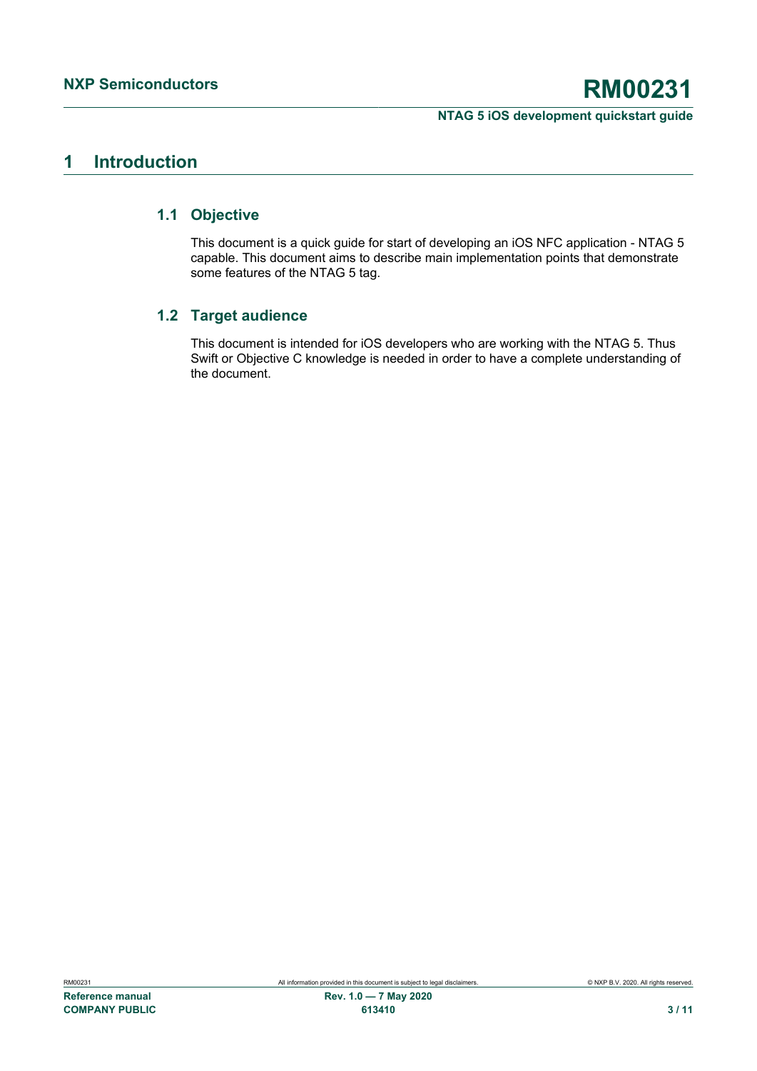# 1 Introduction

## 1.1 Objective

This document is a quick guide for start of developing an iOS NFC application - NTAG 5 capable. This document aims to describe main implementation points that demonstrate some features of the NTAG 5 tag.

## 1.2 Target audience

This document is intended for iOS developers who are working with the NTAG 5. Thus Swift or Objective C knowledge is needed in order to have a complete understanding of the document.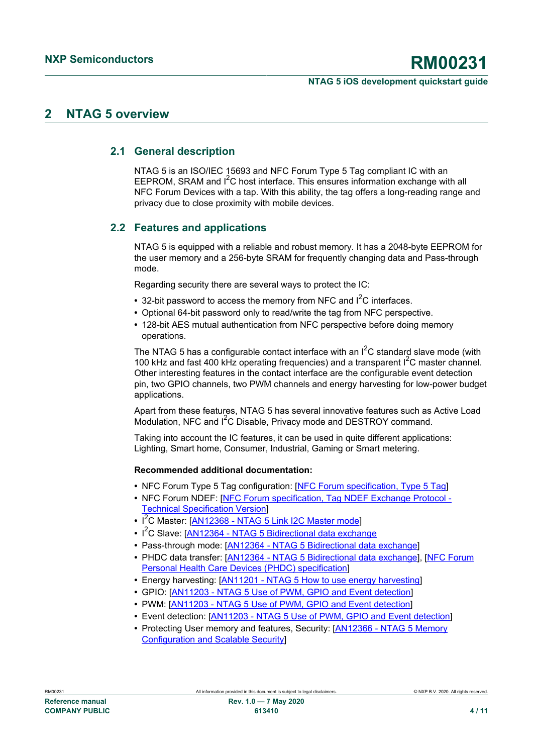## 2 NTAG 5 overview

### 2.1 General description

NTAG 5 is an ISO/IEC 15693 and NFC Forum Type 5 Tag compliant IC with an EEPROM, SRAM and $I^2C$ host interface. This ensures information exchange with all NFC Forum Devices with a tap. With this ability, the tag offers a long-reading range and privacy due to close proximity with mobile devices.

### 2.2 Features and applications

NTAG 5 is equipped with a reliable and robust memory. It has a 2048-byte EEPROM for the user memory and a 256-byte SRAM for frequently changing data and Pass-through mode.

Regarding security there are several ways to protect the IC:

- 32-bit password to access the memory from NFC and $I^2C$ interfaces.
- Optional 64-bit password only to read/write the tag from NFC perspective.
- 128-bit AES mutual authentication from NFC perspective before doing memory operations.

The NTAG 5 has a configurable contact interface with an $I^2C$ standard slave mode (with 100 kHz and fast 400 kHz operating frequencies) and a transparent $I^2C$ master channel. Other interesting features in the contact interface are the configurable event detection pin, two GPIO channels, two PWM channels and energy harvesting for low-power budget applications.

Apart from these features, NTAG 5 has several innovative features such as Active Load Modulation, NFC and $I^2C$ Disable, Privacy mode and DESTROY command.

Taking into account the IC features, it can be used in quite different applications: Lighting, Smart home, Consumer, Industrial, Gaming or Smart metering.

**Recommended additional documentation:**

- NFC Forum Type 5 Tag configuration: [NFC Forum specification, Type 5 Tag]
- NFC Forum NDEF: [NFC Forum specification, Tag NDEF Exchange Protocol - Technical Specification Version]
- $I^2C$ Master: [AN12368 - NTAG 5 Link I2C Master mode]
- $I^2C$ Slave: [AN12364 - NTAG 5 Bidirectional data exchange
- Pass-through mode: [AN12364 - NTAG 5 Bidirectional data exchange]
- PHDC data transfer: [AN12364 - NTAG 5 Bidirectional data exchange], [NFC Forum Personal Health Care Devices (PHDC) specification]
- Energy harvesting: [AN11201 - NTAG 5 How to use energy harvesting]
- GPIO: [AN11203 - NTAG 5 Use of PWM, GPIO and Event detection]
- PWM: [AN11203 - NTAG 5 Use of PWM, GPIO and Event detection]
- Event detection: [AN11203 - NTAG 5 Use of PWM, GPIO and Event detection]
- Protecting User memory and features, Security: [AN12366 - NTAG 5 Memory Configuration and Scalable Security]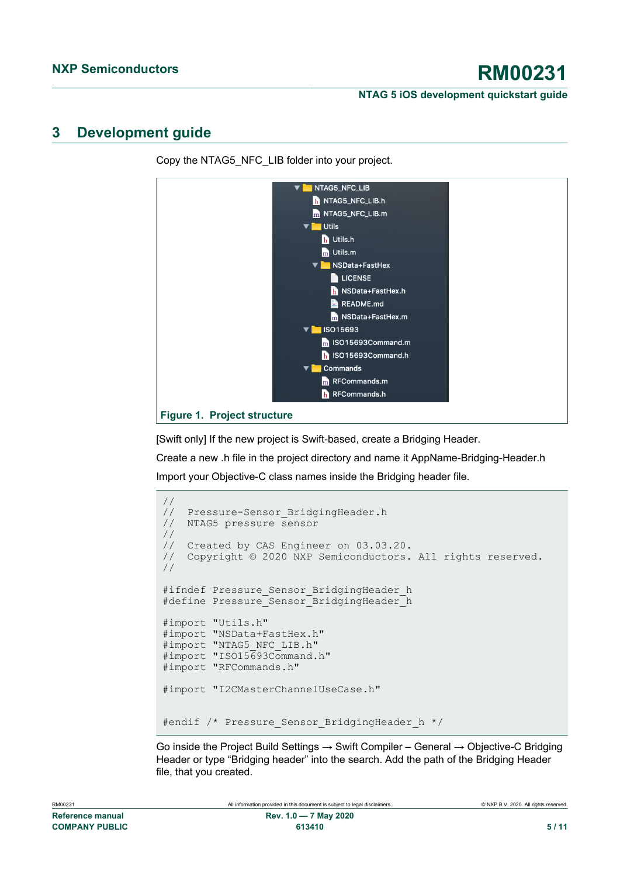# 3 Development guide

Copy the NTAG5_NFC_LIB folder into your project.

```
▼ NTAG5_NFC_LIB
    NTAG5_NFC_LIB.h
    NTAG5_NFC_LIB.m
  ▼ Utils
      Utils.h
      Utils.m
    ▼ NSData+FastHex
        LICENSE
        NSData+FastHex.h
        README.md
        NSData+FastHex.m
  ▼ ISO15693
      ISO15693Command.m
      ISO15693Command.h
  ▼ Commands
      RFCommands.m
      RFCommands.h
```

**Figure 1. Project structure**

[Swift only] If the new project is Swift-based, create a Bridging Header.

Create a new .h file in the project directory and name it AppName-Bridging-Header.h

Import your Objective-C class names inside the Bridging header file.

```
//
//  Pressure-Sensor_BridgingHeader.h
//  NTAG5 pressure sensor
//
//  Created by CAS Engineer on 03.03.20.
//  Copyright © 2020 NXP Semiconductors. All rights reserved.
//

#ifndef Pressure_Sensor_BridgingHeader_h
#define Pressure_Sensor_BridgingHeader_h

#import "Utils.h"
#import "NSData+FastHex.h"
#import "NTAG5_NFC_LIB.h"
#import "ISO15693Command.h"
#import "RFCommands.h"

#import "I2CMasterChannelUseCase.h"


#endif /* Pressure_Sensor_BridgingHeader_h */
```

Go inside the Project Build Settings → Swift Compiler – General → Objective-C Bridging Header or type "Bridging header" into the search. Add the path of the Bridging Header file, that you created.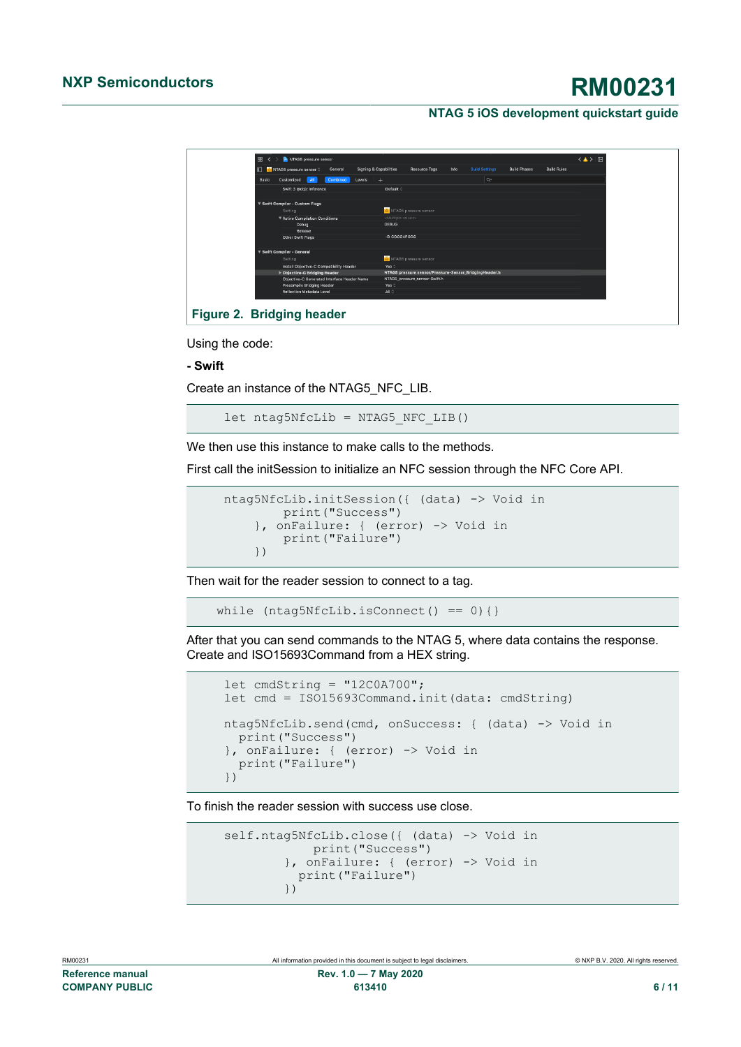**Figure 2. Bridging header**

Using the code:

**- Swift**

Create an instance of the NTAG5_NFC_LIB.

```
let ntag5NfcLib = NTAG5_NFC_LIB()
```

We then use this instance to make calls to the methods.

First call the initSession to initialize an NFC session through the NFC Core API.

```
ntag5NfcLib.initSession({ (data) -> Void in
        print("Success")
    }, onFailure: { (error) -> Void in
        print("Failure")
    })
```

Then wait for the reader session to connect to a tag.

```
while (ntag5NfcLib.isConnect() == 0){}
```

After that you can send commands to the NTAG 5, where data contains the response. Create and ISO15693Command from a HEX string.

```
let cmdString = "12C0A700";
let cmd = ISO15693Command.init(data: cmdString)

ntag5NfcLib.send(cmd, onSuccess: { (data) -> Void in
  print("Success")
}, onFailure: { (error) -> Void in
  print("Failure")
})
```

To finish the reader session with success use close.

```
self.ntag5NfcLib.close({ (data) -> Void in
            print("Success")
        }, onFailure: { (error) -> Void in
          print("Failure")
        })
```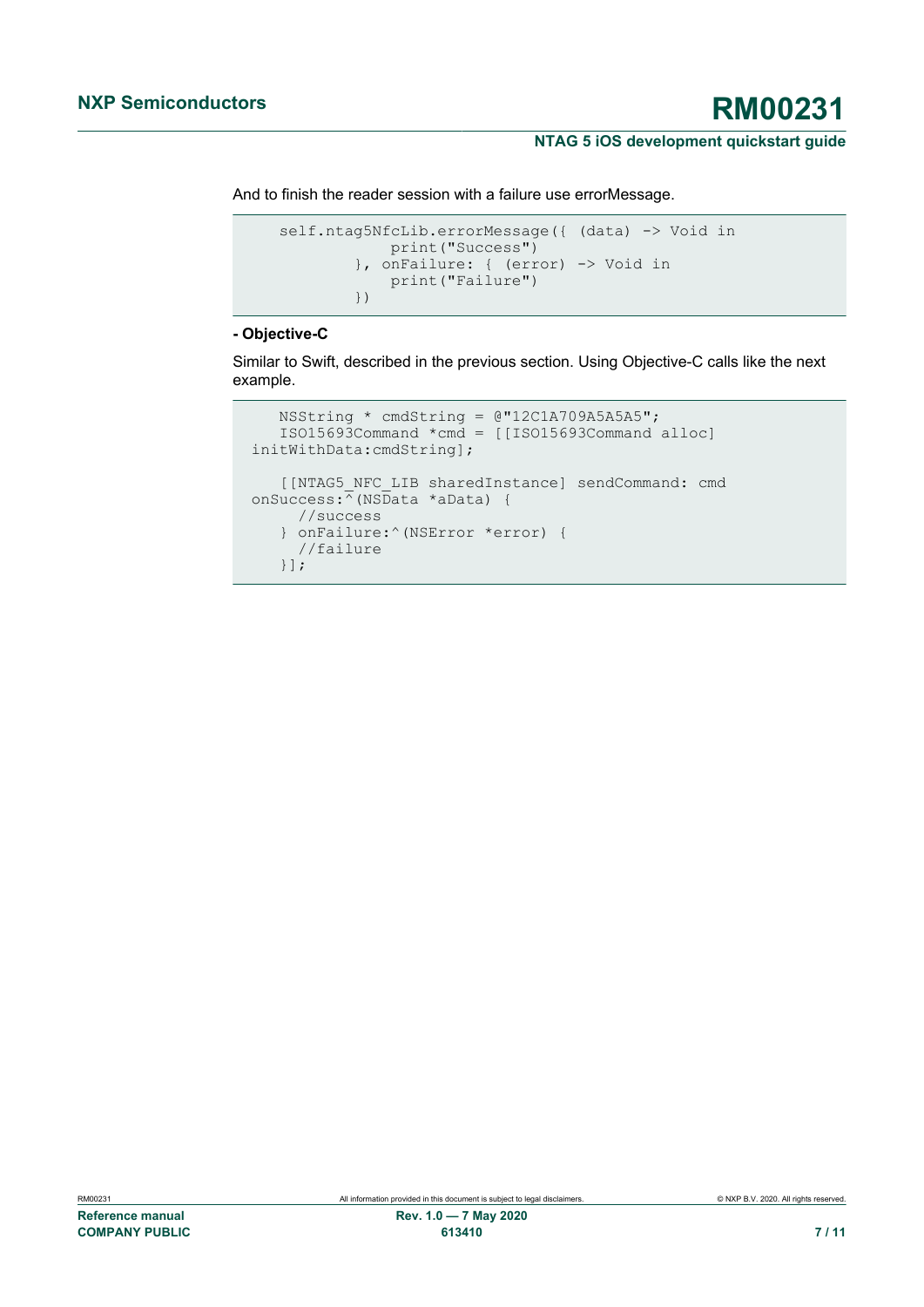And to finish the reader session with a failure use errorMessage.

```
    self.ntag5NfcLib.errorMessage({ (data) -> Void in
                print("Success")
            }, onFailure: { (error) -> Void in
                print("Failure")
            })
```

**- Objective-C**

Similar to Swift, described in the previous section. Using Objective-C calls like the next example.

```
    NSString * cmdString = @"12C1A709A5A5A5";
    ISO15693Command *cmd = [[ISO15693Command alloc]
 initWithData:cmdString];

    [[NTAG5_NFC_LIB sharedInstance] sendCommand: cmd
 onSuccess:^(NSData *aData) {
       //success
    } onFailure:^(NSError *error) {
       //failure
    }];
```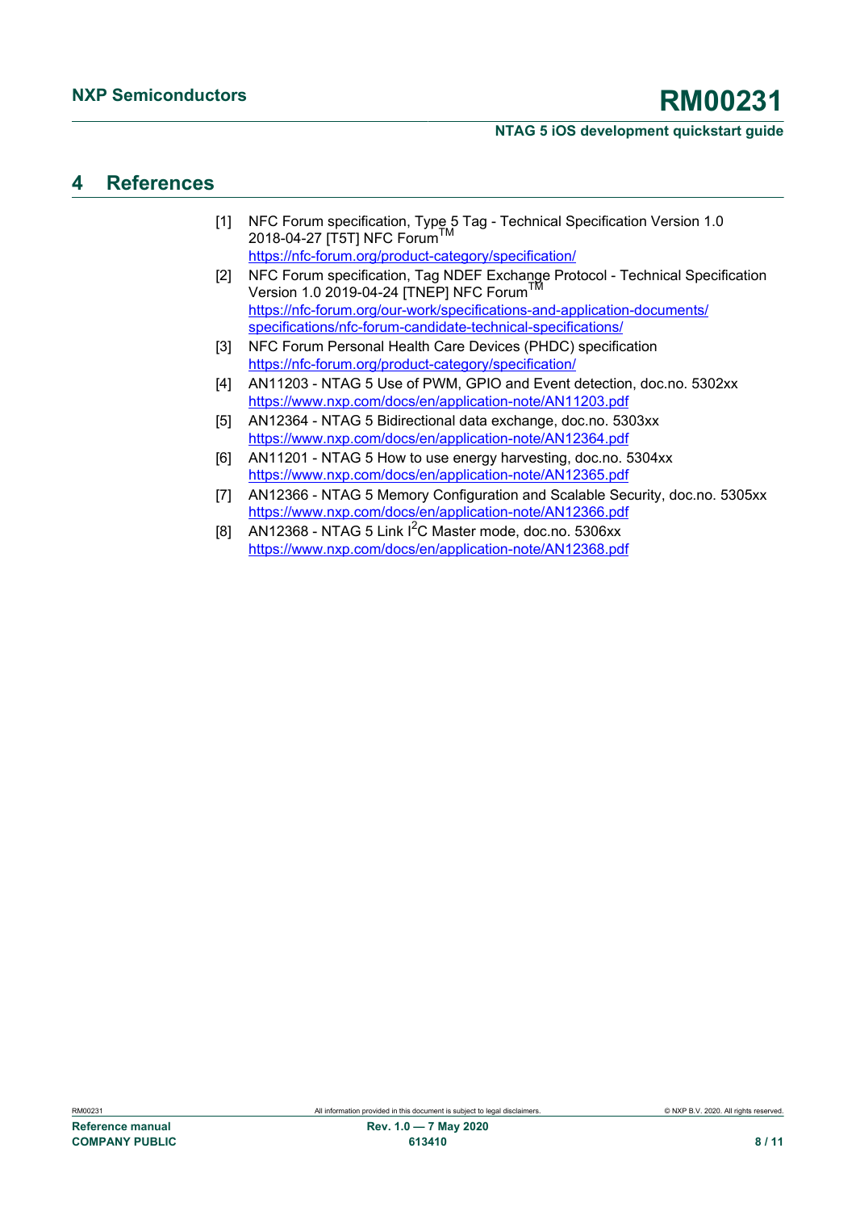# 4 References

[1] NFC Forum specification, Type 5 Tag - Technical Specification Version 1.0 2018-04-27 [T5T] NFC Forum™
https://nfc-forum.org/product-category/specification/

[2] NFC Forum specification, Tag NDEF Exchange Protocol - Technical Specification Version 1.0 2019-04-24 [TNEP] NFC Forum™
https://nfc-forum.org/our-work/specifications-and-application-documents/specifications/nfc-forum-candidate-technical-specifications/

[3] NFC Forum Personal Health Care Devices (PHDC) specification
https://nfc-forum.org/product-category/specification/

[4] AN11203 - NTAG 5 Use of PWM, GPIO and Event detection, doc.no. 5302xx
https://www.nxp.com/docs/en/application-note/AN11203.pdf

[5] AN12364 - NTAG 5 Bidirectional data exchange, doc.no. 5303xx
https://www.nxp.com/docs/en/application-note/AN12364.pdf

[6] AN11201 - NTAG 5 How to use energy harvesting, doc.no. 5304xx
https://www.nxp.com/docs/en/application-note/AN12365.pdf

[7] AN12366 - NTAG 5 Memory Configuration and Scalable Security, doc.no. 5305xx
https://www.nxp.com/docs/en/application-note/AN12366.pdf

[8] AN12368 - NTAG 5 Link $I^2C$ Master mode, doc.no. 5306xx
https://www.nxp.com/docs/en/application-note/AN12368.pdf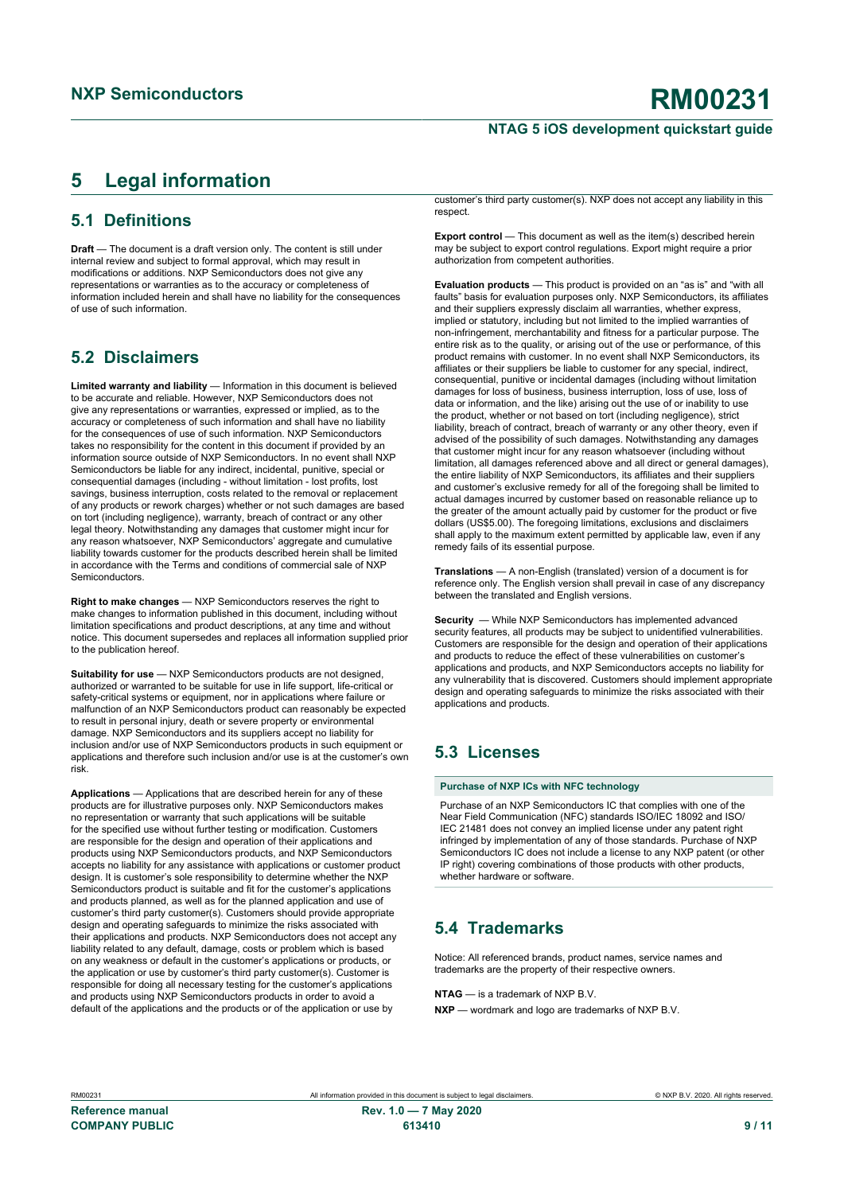# 5 Legal information

## 5.1 Definitions

**Draft** — The document is a draft version only. The content is still under internal review and subject to formal approval, which may result in modifications or additions. NXP Semiconductors does not give any representations or warranties as to the accuracy or completeness of information included herein and shall have no liability for the consequences of use of such information.

## 5.2 Disclaimers

**Limited warranty and liability** — Information in this document is believed to be accurate and reliable. However, NXP Semiconductors does not give any representations or warranties, expressed or implied, as to the accuracy or completeness of such information and shall have no liability for the consequences of use of such information. NXP Semiconductors takes no responsibility for the content in this document if provided by an information source outside of NXP Semiconductors. In no event shall NXP Semiconductors be liable for any indirect, incidental, punitive, special or consequential damages (including - without limitation - lost profits, lost savings, business interruption, costs related to the removal or replacement of any products or rework charges) whether or not such damages are based on tort (including negligence), warranty, breach of contract or any other legal theory. Notwithstanding any damages that customer might incur for any reason whatsoever, NXP Semiconductors' aggregate and cumulative liability towards customer for the products described herein shall be limited in accordance with the Terms and conditions of commercial sale of NXP Semiconductors.

**Right to make changes** — NXP Semiconductors reserves the right to make changes to information published in this document, including without limitation specifications and product descriptions, at any time and without notice. This document supersedes and replaces all information supplied prior to the publication hereof.

**Suitability for use** — NXP Semiconductors products are not designed, authorized or warranted to be suitable for use in life support, life-critical or safety-critical systems or equipment, nor in applications where failure or malfunction of an NXP Semiconductors product can reasonably be expected to result in personal injury, death or severe property or environmental damage. NXP Semiconductors and its suppliers accept no liability for inclusion and/or use of NXP Semiconductors products in such equipment or applications and therefore such inclusion and/or use is at the customer's own risk.

**Applications** — Applications that are described herein for any of these products are for illustrative purposes only. NXP Semiconductors makes no representation or warranty that such applications will be suitable for the specified use without further testing or modification. Customers are responsible for the design and operation of their applications and products using NXP Semiconductors products, and NXP Semiconductors accepts no liability for any assistance with applications or customer product design. It is customer's sole responsibility to determine whether the NXP Semiconductors product is suitable and fit for the customer's applications and products planned, as well as for the planned application and use of customer's third party customer(s). Customers should provide appropriate design and operating safeguards to minimize the risks associated with their applications and products. NXP Semiconductors does not accept any liability related to any default, damage, costs or problem which is based on any weakness or default in the customer's applications or products, or the application or use by customer's third party customer(s). Customer is responsible for doing all necessary testing for the customer's applications and products using NXP Semiconductors products in order to avoid a default of the applications and the products or of the application or use by customer's third party customer(s). NXP does not accept any liability in this respect.

**Export control** — This document as well as the item(s) described herein may be subject to export control regulations. Export might require a prior authorization from competent authorities.

**Evaluation products** — This product is provided on an "as is" and "with all faults" basis for evaluation purposes only. NXP Semiconductors, its affiliates and their suppliers expressly disclaim all warranties, whether express, implied or statutory, including but not limited to the implied warranties of non-infringement, merchantability and fitness for a particular purpose. The entire risk as to the quality, or arising out of the use or performance, of this product remains with customer. In no event shall NXP Semiconductors, its affiliates or their suppliers be liable to customer for any special, indirect, consequential, punitive or incidental damages (including without limitation damages for loss of business, business interruption, loss of use, loss of data or information, and the like) arising out the use of or inability to use the product, whether or not based on tort (including negligence), strict liability, breach of contract, breach of warranty or any other theory, even if advised of the possibility of such damages. Notwithstanding any damages that customer might incur for any reason whatsoever (including without limitation, all damages referenced above and all direct or general damages), the entire liability of NXP Semiconductors, its affiliates and their suppliers and customer's exclusive remedy for all of the foregoing shall be limited to actual damages incurred by customer based on reasonable reliance up to the greater of the amount actually paid by customer for the product or five dollars (US$5.00). The foregoing limitations, exclusions and disclaimers shall apply to the maximum extent permitted by applicable law, even if any remedy fails of its essential purpose.

**Translations** — A non-English (translated) version of a document is for reference only. The English version shall prevail in case of any discrepancy between the translated and English versions.

**Security** — While NXP Semiconductors has implemented advanced security features, all products may be subject to unidentified vulnerabilities. Customers are responsible for the design and operation of their applications and products to reduce the effect of these vulnerabilities on customer's applications and products, and NXP Semiconductors accepts no liability for any vulnerability that is discovered. Customers should implement appropriate design and operating safeguards to minimize the risks associated with their applications and products.

## 5.3 Licenses

**Purchase of NXP ICs with NFC technology**

Purchase of an NXP Semiconductors IC that complies with one of the Near Field Communication (NFC) standards ISO/IEC 18092 and ISO/IEC 21481 does not convey an implied license under any patent right infringed by implementation of any of those standards. Purchase of NXP Semiconductors IC does not include a license to any NXP patent (or other IP right) covering combinations of those products with other products, whether hardware or software.

## 5.4 Trademarks

Notice: All referenced brands, product names, service names and trademarks are the property of their respective owners.

**NTAG** — is a trademark of NXP B.V.

**NXP** — wordmark and logo are trademarks of NXP B.V.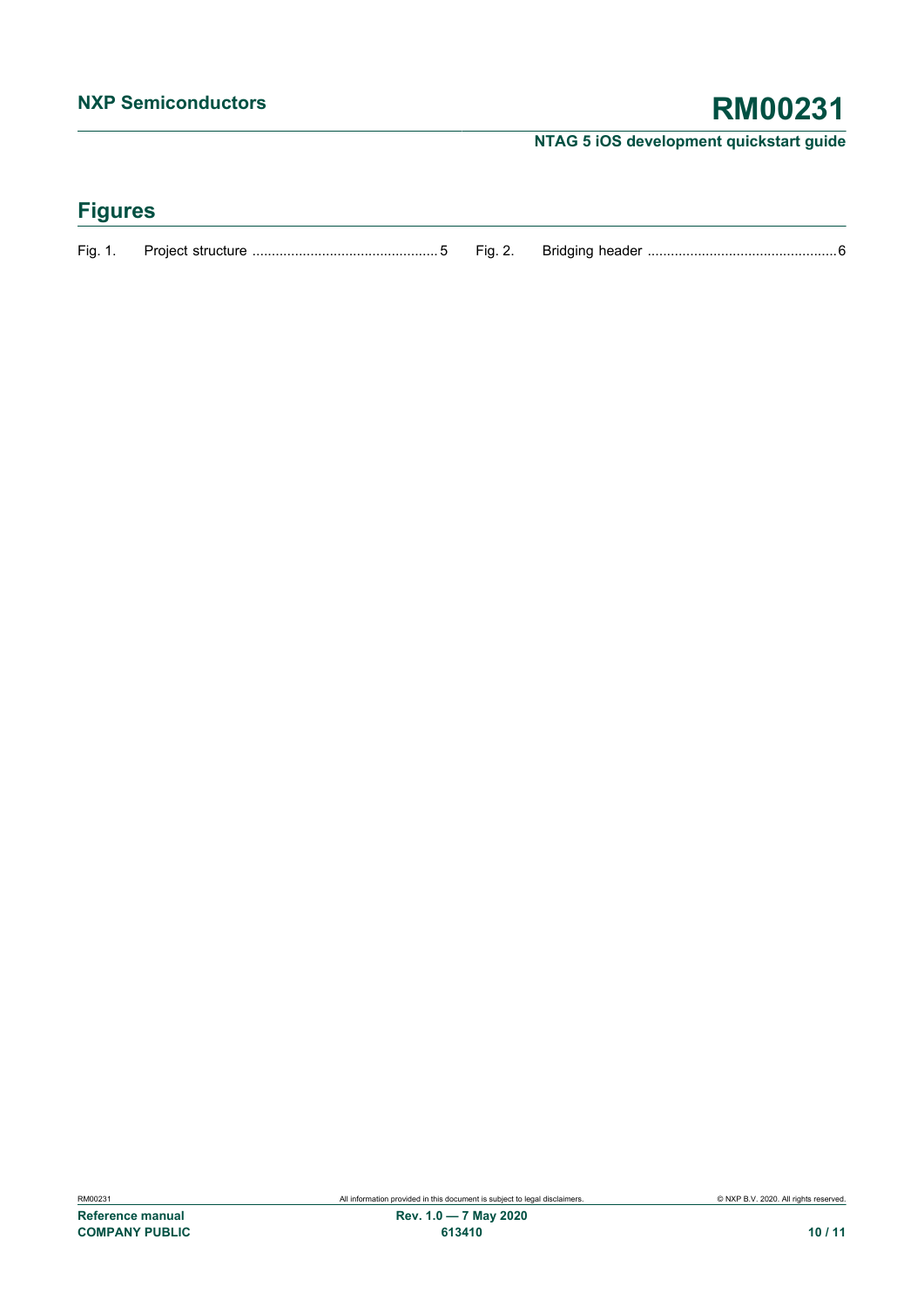## Figures

Fig. 1. Project structure ................................................ 5

Fig. 2. Bridging header ................................................ 6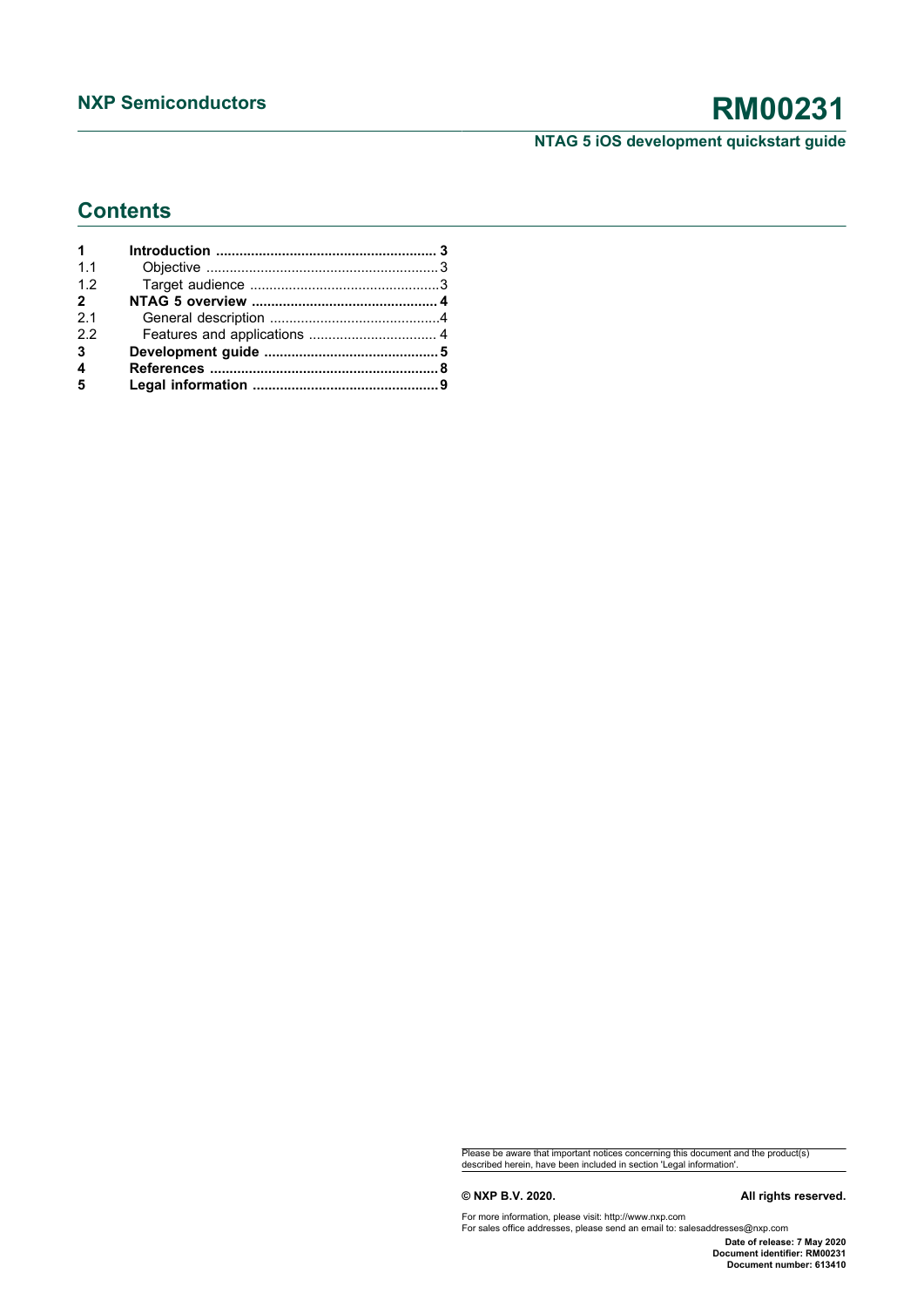## Contents

| | | |
|---|---|---|
| **1** | **Introduction** | **3** |
| 1.1 | Objective | 3 |
| 1.2 | Target audience | 3 |
| **2** | **NTAG 5 overview** | **4** |
| 2.1 | General description | 4 |
| 2.2 | Features and applications | 4 |
| **3** | **Development guide** | **5** |
| **4** | **References** | **8** |
| **5** | **Legal information** | **9** |

Please be aware that important notices concerning this document and the product(s) described herein, have been included in section 'Legal information'.

**© NXP B.V. 2020. All rights reserved.**

For more information, please visit: http://www.nxp.com
For sales office addresses, please send an email to: salesaddresses@nxp.com

**Date of release: 7 May 2020**
**Document identifier: RM00231**
**Document number: 613410**